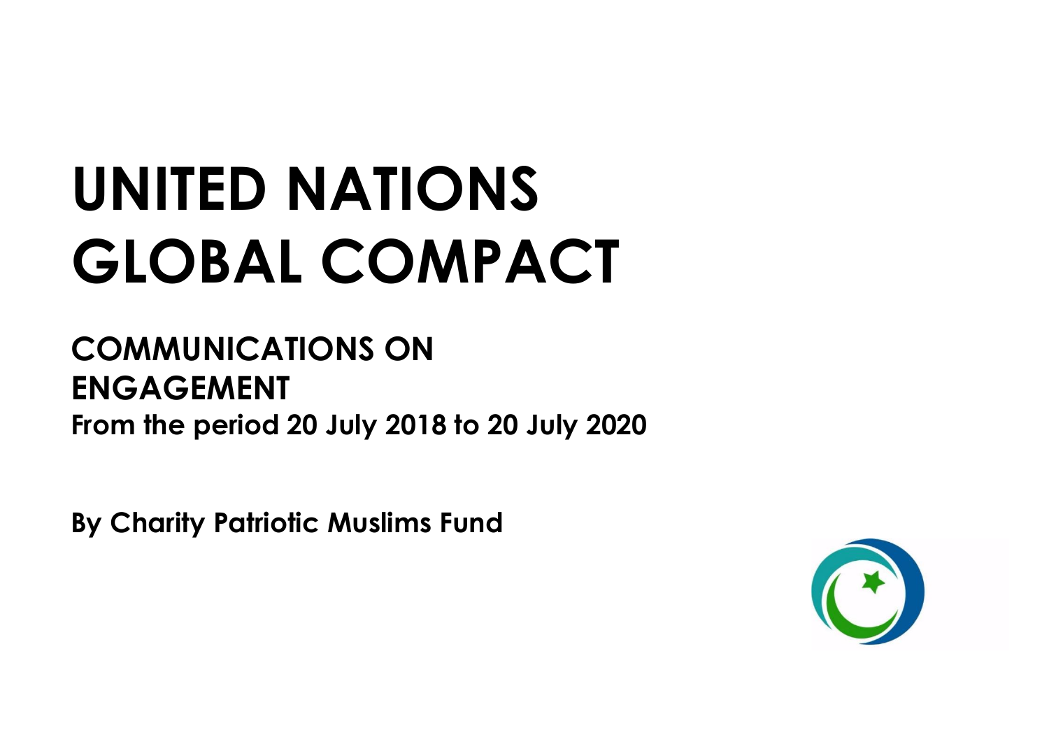# UNITED NATIONS GLOBAL COMPACT

## COMMUNICATIONS ON ENGAGEMENT

**From the period 20 July 2018 to 20 July 2020**

**By Charity Patriotic Muslims Fund**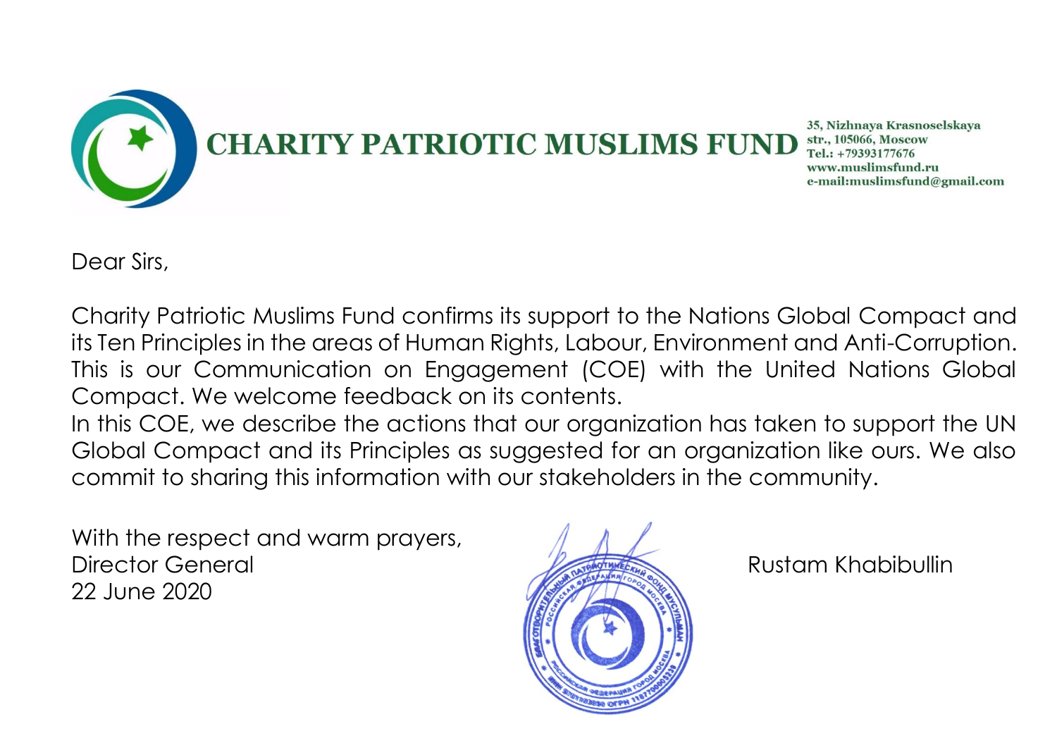# CHARITY PATRIOTIC MUSLIMS FUND

35, Nizhnaya Krasnoselskaya str., 105066, Moscow
Tel.: +79393177676
www.muslimsfund.ru
e-mail:muslimsfund@gmail.com

Dear Sirs,

Charity Patriotic Muslims Fund confirms its support to the Nations Global Compact and its Ten Principles in the areas of Human Rights, Labour, Environment and Anti-Corruption. This is our Communication on Engagement (COE) with the United Nations Global Compact. We welcome feedback on its contents.

In this COE, we describe the actions that our organization has taken to support the UN Global Compact and its Principles as suggested for an organization like ours. We also commit to sharing this information with our stakeholders in the community.

With the respect and warm prayers,
Director General
22 June 2020

Rustam Khabibullin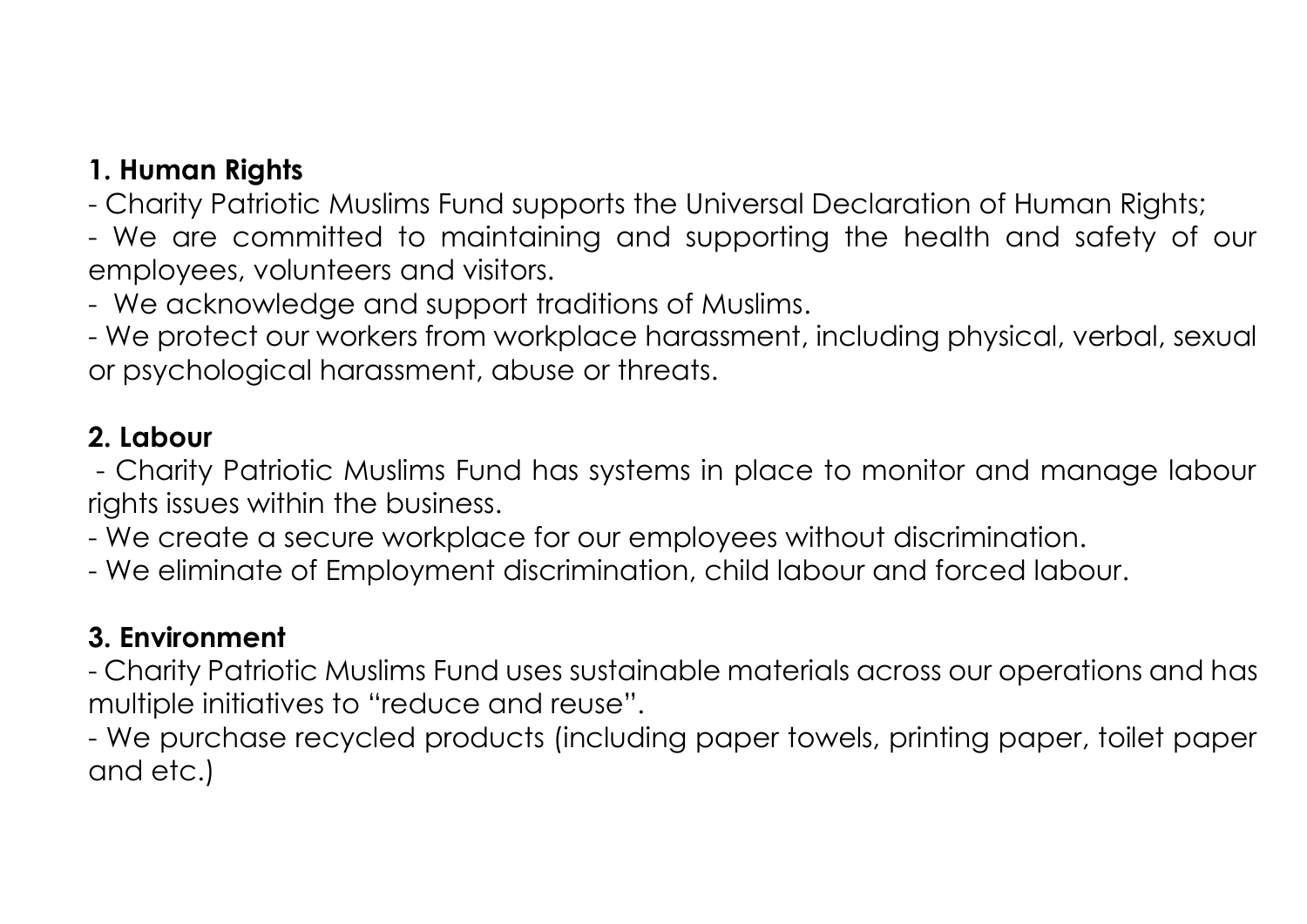**1. Human Rights**

- Charity Patriotic Muslims Fund supports the Universal Declaration of Human Rights;
- We are committed to maintaining and supporting the health and safety of our employees, volunteers and visitors.
- We acknowledge and support traditions of Muslims.
- We protect our workers from workplace harassment, including physical, verbal, sexual or psychological harassment, abuse or threats.

**2. Labour**

- Charity Patriotic Muslims Fund has systems in place to monitor and manage labour rights issues within the business.
- We create a secure workplace for our employees without discrimination.
- We eliminate of Employment discrimination, child labour and forced labour.

**3. Environment**

- Charity Patriotic Muslims Fund uses sustainable materials across our operations and has multiple initiatives to "reduce and reuse".
- We purchase recycled products (including paper towels, printing paper, toilet paper and etc.)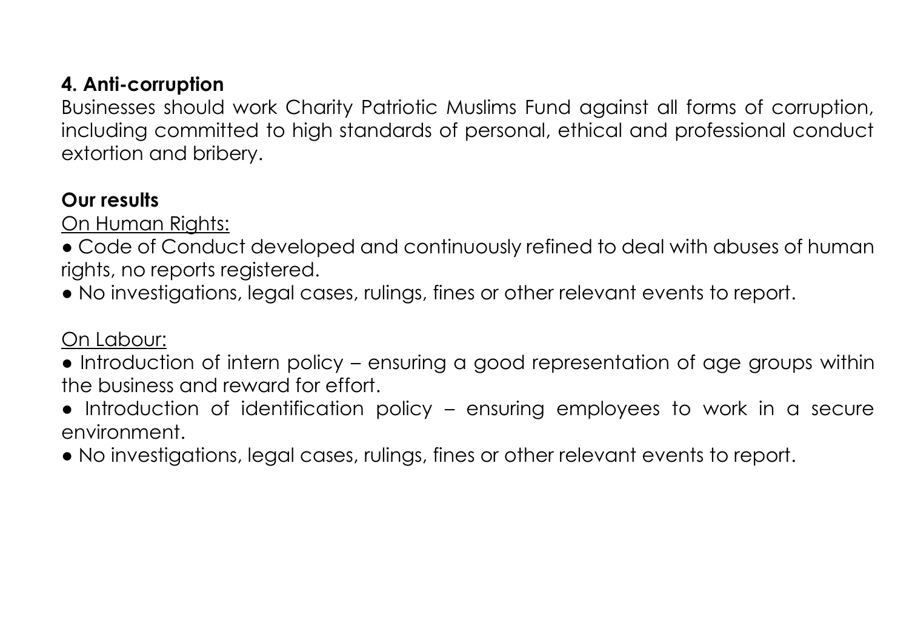### 4. Anti-corruption

Businesses should work Charity Patriotic Muslims Fund against all forms of corruption, including committed to high standards of personal, ethical and professional conduct extortion and bribery.

### Our results

<u>On Human Rights:</u>

- Code of Conduct developed and continuously refined to deal with abuses of human rights, no reports registered.
- No investigations, legal cases, rulings, fines or other relevant events to report.

<u>On Labour:</u>

- Introduction of intern policy – ensuring a good representation of age groups within the business and reward for effort.
- Introduction of identification policy – ensuring employees to work in a secure environment.
- No investigations, legal cases, rulings, fines or other relevant events to report.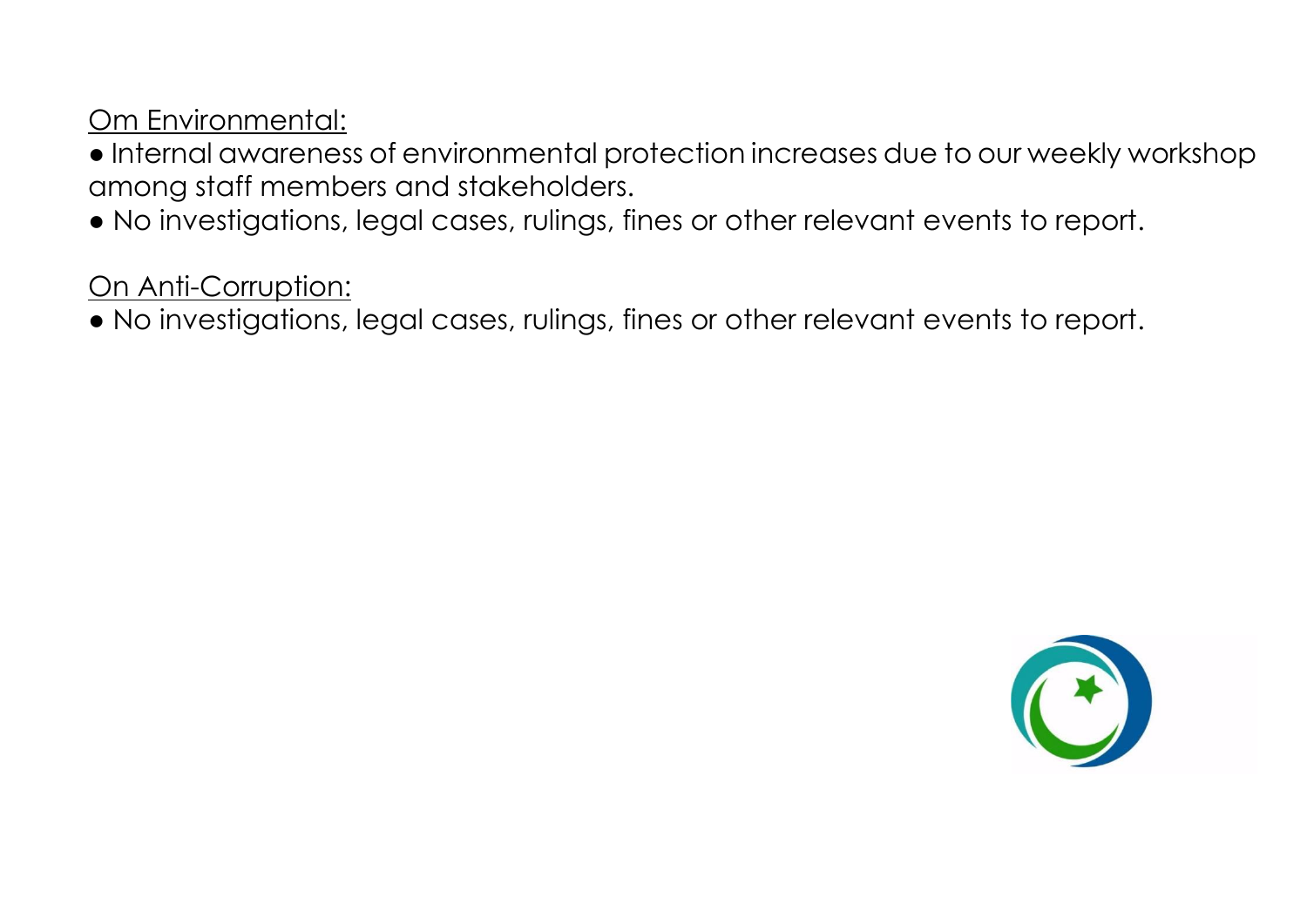<u>Om Environmental:</u>

● Internal awareness of environmental protection increases due to our weekly workshop among staff members and stakeholders.

● No investigations, legal cases, rulings, fines or other relevant events to report.

<u>On Anti-Corruption:</u>

● No investigations, legal cases, rulings, fines or other relevant events to report.